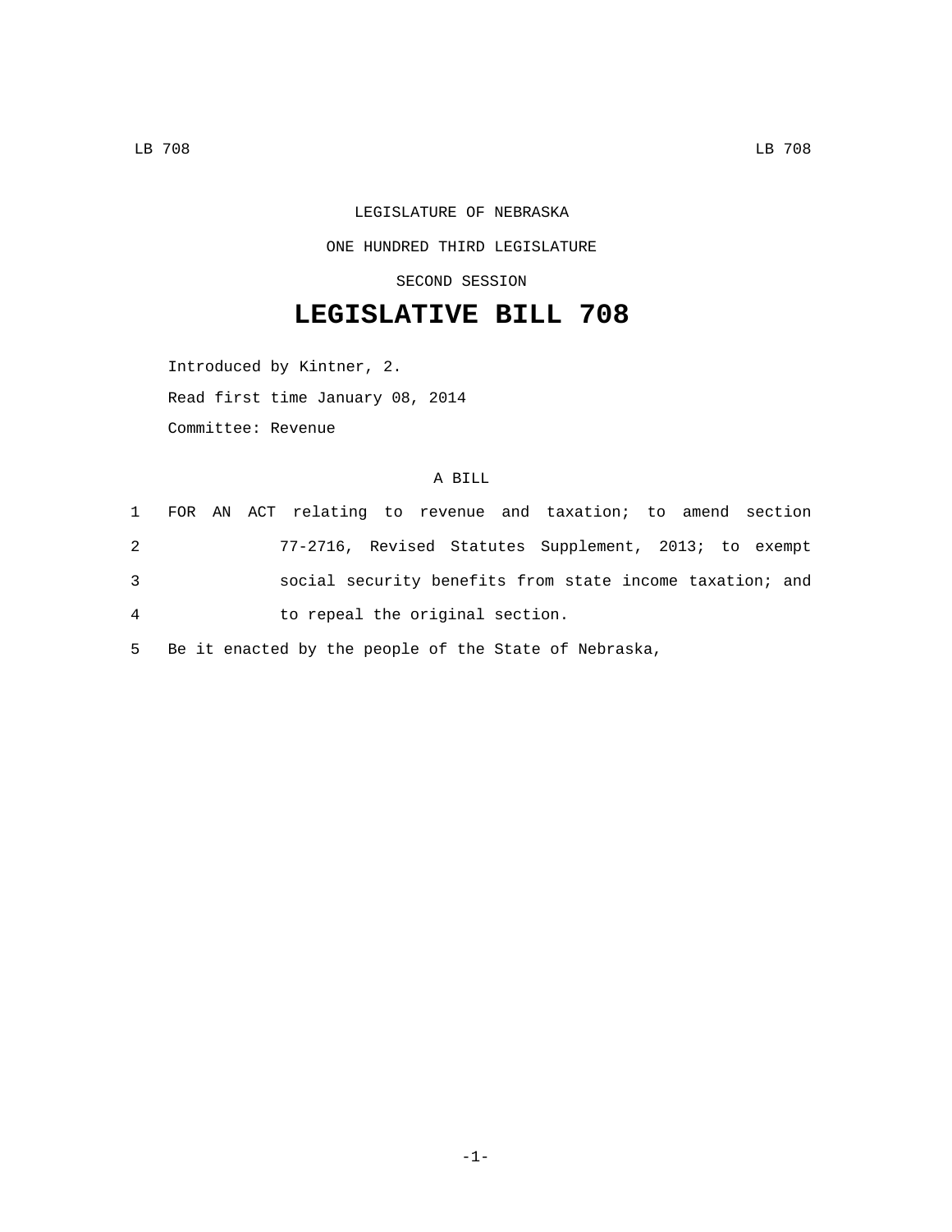LEGISLATURE OF NEBRASKA

ONE HUNDRED THIRD LEGISLATURE

SECOND SESSION

# LEGISLATIVE BILL 708

Introduced by Kintner, 2.

Read first time January 08, 2014

Committee: Revenue

A BILL

1 FOR AN ACT relating to revenue and taxation; to amend section
2 77-2716, Revised Statutes Supplement, 2013; to exempt
3 social security benefits from state income taxation; and
4 to repeal the original section.
5 Be it enacted by the people of the State of Nebraska,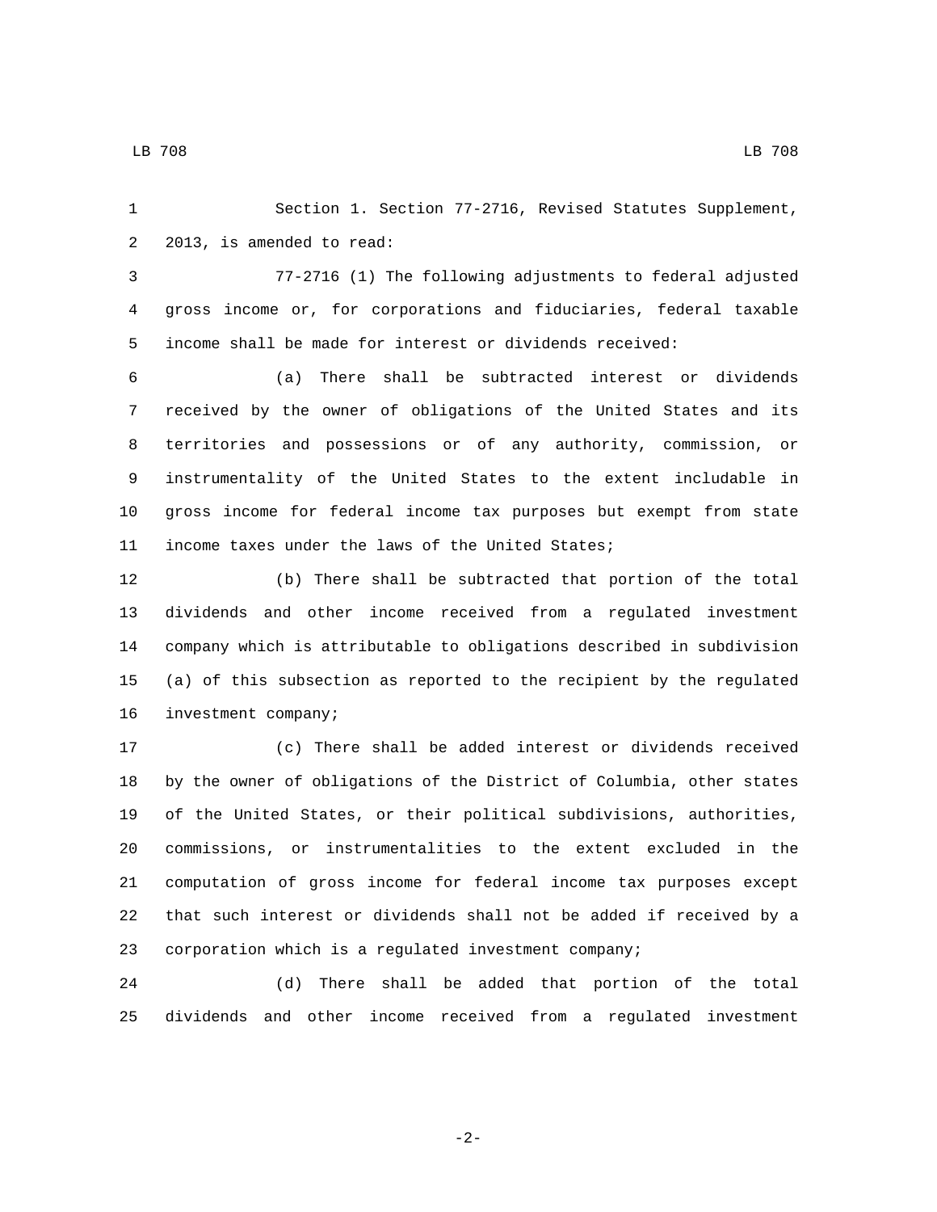Section 1. Section 77-2716, Revised Statutes Supplement, 2013, is amended to read:

77-2716 (1) The following adjustments to federal adjusted gross income or, for corporations and fiduciaries, federal taxable income shall be made for interest or dividends received:

(a) There shall be subtracted interest or dividends received by the owner of obligations of the United States and its territories and possessions or of any authority, commission, or instrumentality of the United States to the extent includable in gross income for federal income tax purposes but exempt from state income taxes under the laws of the United States;

(b) There shall be subtracted that portion of the total dividends and other income received from a regulated investment company which is attributable to obligations described in subdivision (a) of this subsection as reported to the recipient by the regulated investment company;

(c) There shall be added interest or dividends received by the owner of obligations of the District of Columbia, other states of the United States, or their political subdivisions, authorities, commissions, or instrumentalities to the extent excluded in the computation of gross income for federal income tax purposes except that such interest or dividends shall not be added if received by a corporation which is a regulated investment company;

(d) There shall be added that portion of the total dividends and other income received from a regulated investment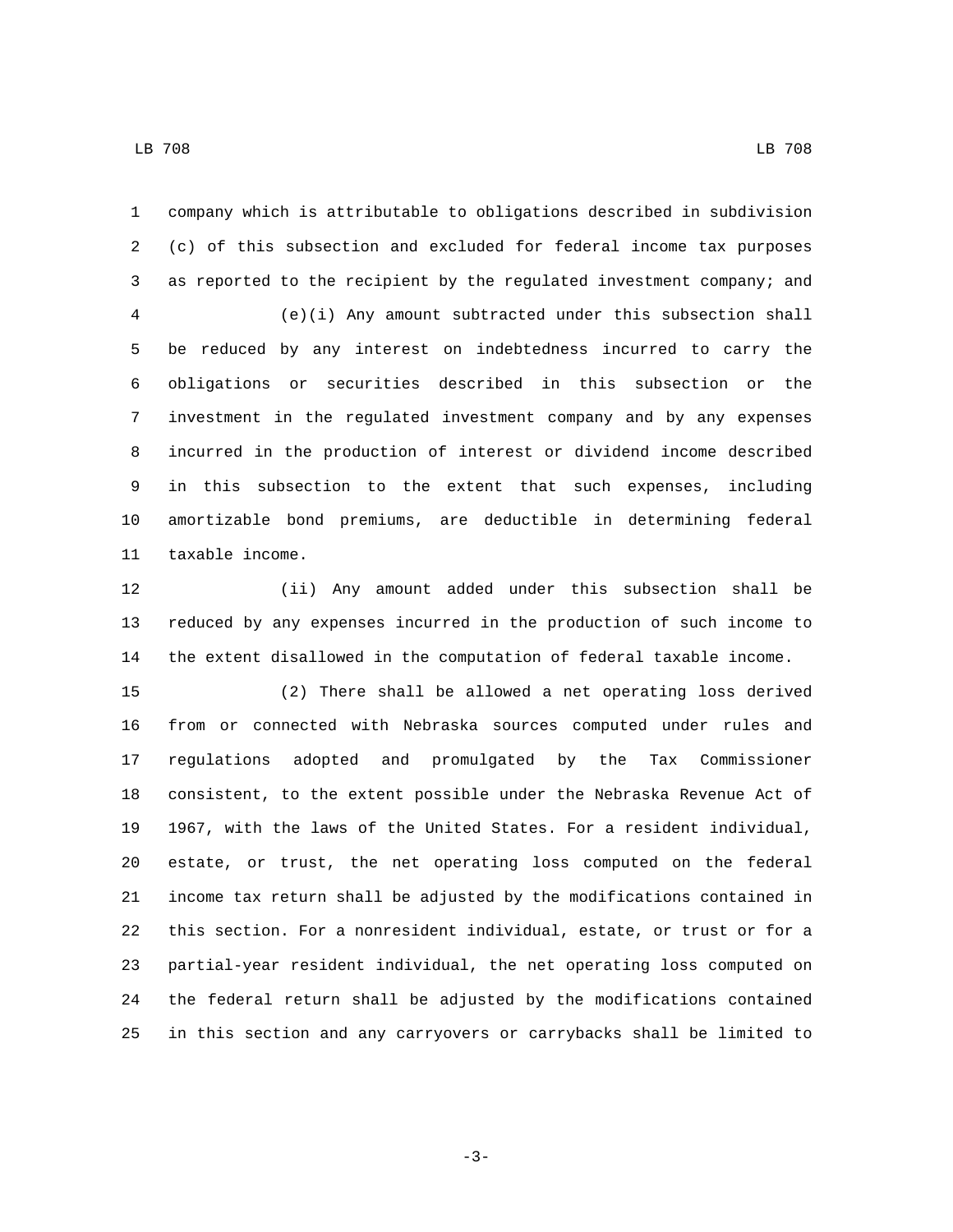company which is attributable to obligations described in subdivision (c) of this subsection and excluded for federal income tax purposes as reported to the recipient by the regulated investment company; and

(e)(i) Any amount subtracted under this subsection shall be reduced by any interest on indebtedness incurred to carry the obligations or securities described in this subsection or the investment in the regulated investment company and by any expenses incurred in the production of interest or dividend income described in this subsection to the extent that such expenses, including amortizable bond premiums, are deductible in determining federal taxable income.

(ii) Any amount added under this subsection shall be reduced by any expenses incurred in the production of such income to the extent disallowed in the computation of federal taxable income.

(2) There shall be allowed a net operating loss derived from or connected with Nebraska sources computed under rules and regulations adopted and promulgated by the Tax Commissioner consistent, to the extent possible under the Nebraska Revenue Act of 1967, with the laws of the United States. For a resident individual, estate, or trust, the net operating loss computed on the federal income tax return shall be adjusted by the modifications contained in this section. For a nonresident individual, estate, or trust or for a partial-year resident individual, the net operating loss computed on the federal return shall be adjusted by the modifications contained in this section and any carryovers or carrybacks shall be limited to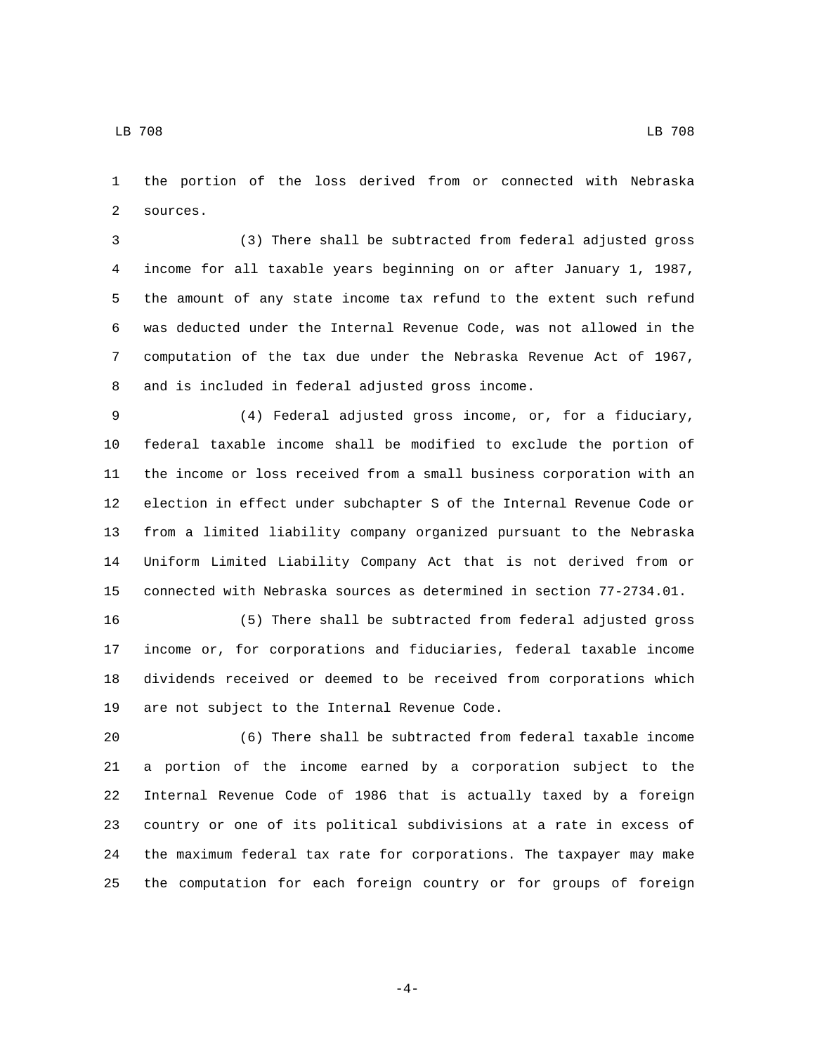the portion of the loss derived from or connected with Nebraska sources.

(3) There shall be subtracted from federal adjusted gross income for all taxable years beginning on or after January 1, 1987, the amount of any state income tax refund to the extent such refund was deducted under the Internal Revenue Code, was not allowed in the computation of the tax due under the Nebraska Revenue Act of 1967, and is included in federal adjusted gross income.

(4) Federal adjusted gross income, or, for a fiduciary, federal taxable income shall be modified to exclude the portion of the income or loss received from a small business corporation with an election in effect under subchapter S of the Internal Revenue Code or from a limited liability company organized pursuant to the Nebraska Uniform Limited Liability Company Act that is not derived from or connected with Nebraska sources as determined in section 77-2734.01.

(5) There shall be subtracted from federal adjusted gross income or, for corporations and fiduciaries, federal taxable income dividends received or deemed to be received from corporations which are not subject to the Internal Revenue Code.

(6) There shall be subtracted from federal taxable income a portion of the income earned by a corporation subject to the Internal Revenue Code of 1986 that is actually taxed by a foreign country or one of its political subdivisions at a rate in excess of the maximum federal tax rate for corporations. The taxpayer may make the computation for each foreign country or for groups of foreign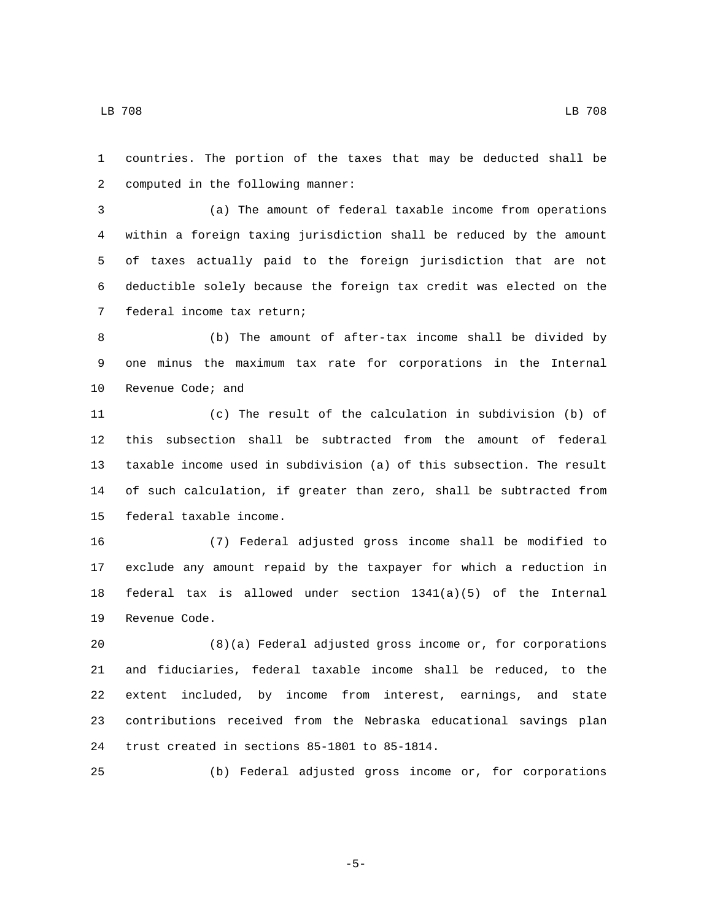countries. The portion of the taxes that may be deducted shall be computed in the following manner:

(a) The amount of federal taxable income from operations within a foreign taxing jurisdiction shall be reduced by the amount of taxes actually paid to the foreign jurisdiction that are not deductible solely because the foreign tax credit was elected on the federal income tax return;

(b) The amount of after-tax income shall be divided by one minus the maximum tax rate for corporations in the Internal Revenue Code; and

(c) The result of the calculation in subdivision (b) of this subsection shall be subtracted from the amount of federal taxable income used in subdivision (a) of this subsection. The result of such calculation, if greater than zero, shall be subtracted from federal taxable income.

(7) Federal adjusted gross income shall be modified to exclude any amount repaid by the taxpayer for which a reduction in federal tax is allowed under section 1341(a)(5) of the Internal Revenue Code.

(8)(a) Federal adjusted gross income or, for corporations and fiduciaries, federal taxable income shall be reduced, to the extent included, by income from interest, earnings, and state contributions received from the Nebraska educational savings plan trust created in sections 85-1801 to 85-1814.

(b) Federal adjusted gross income or, for corporations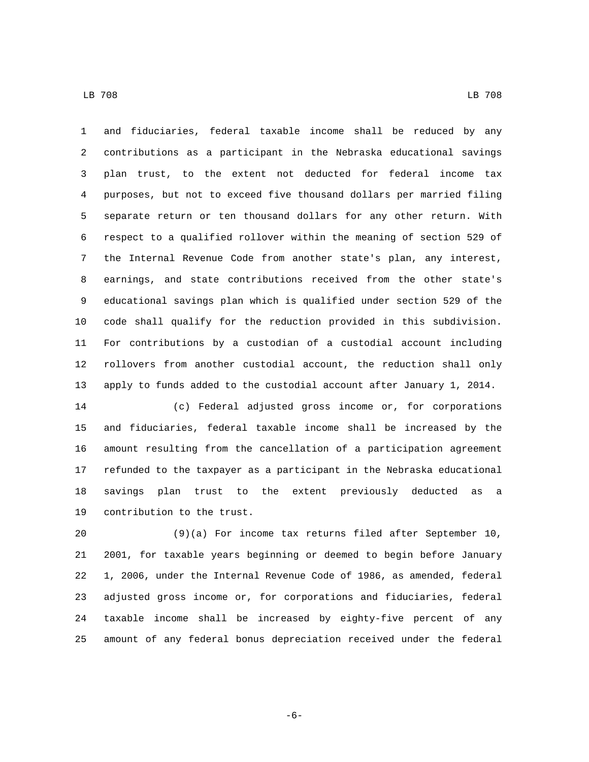and fiduciaries, federal taxable income shall be reduced by any contributions as a participant in the Nebraska educational savings plan trust, to the extent not deducted for federal income tax purposes, but not to exceed five thousand dollars per married filing separate return or ten thousand dollars for any other return. With respect to a qualified rollover within the meaning of section 529 of the Internal Revenue Code from another state's plan, any interest, earnings, and state contributions received from the other state's educational savings plan which is qualified under section 529 of the code shall qualify for the reduction provided in this subdivision. For contributions by a custodian of a custodial account including rollovers from another custodial account, the reduction shall only apply to funds added to the custodial account after January 1, 2014.

(c) Federal adjusted gross income or, for corporations and fiduciaries, federal taxable income shall be increased by the amount resulting from the cancellation of a participation agreement refunded to the taxpayer as a participant in the Nebraska educational savings plan trust to the extent previously deducted as a contribution to the trust.

(9)(a) For income tax returns filed after September 10, 2001, for taxable years beginning or deemed to begin before January 1, 2006, under the Internal Revenue Code of 1986, as amended, federal adjusted gross income or, for corporations and fiduciaries, federal taxable income shall be increased by eighty-five percent of any amount of any federal bonus depreciation received under the federal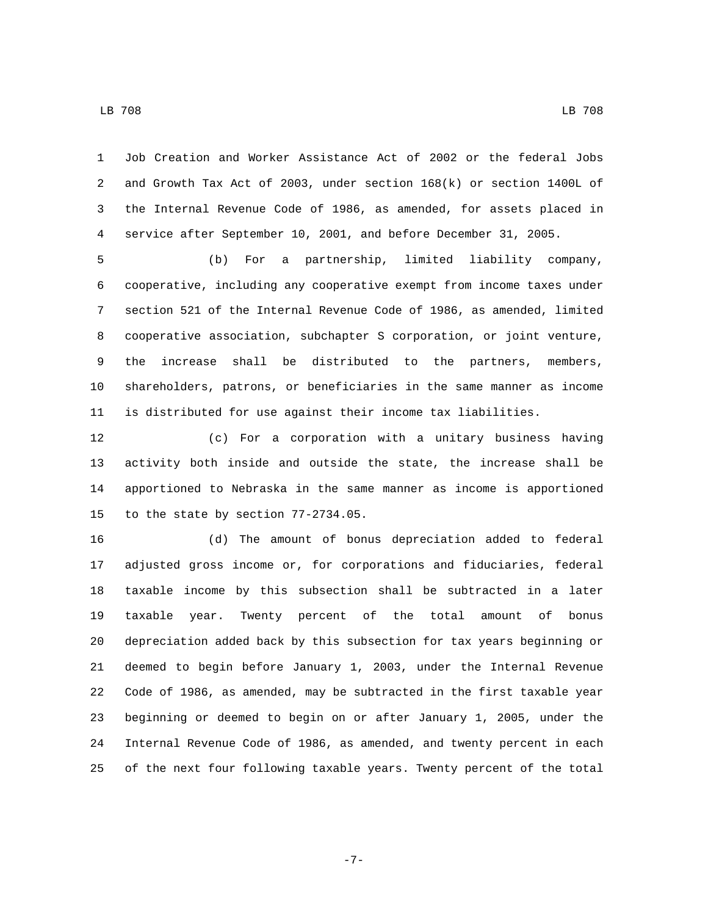Job Creation and Worker Assistance Act of 2002 or the federal Jobs and Growth Tax Act of 2003, under section 168(k) or section 1400L of the Internal Revenue Code of 1986, as amended, for assets placed in service after September 10, 2001, and before December 31, 2005.

(b) For a partnership, limited liability company, cooperative, including any cooperative exempt from income taxes under section 521 of the Internal Revenue Code of 1986, as amended, limited cooperative association, subchapter S corporation, or joint venture, the increase shall be distributed to the partners, members, shareholders, patrons, or beneficiaries in the same manner as income is distributed for use against their income tax liabilities.

(c) For a corporation with a unitary business having activity both inside and outside the state, the increase shall be apportioned to Nebraska in the same manner as income is apportioned to the state by section 77-2734.05.

(d) The amount of bonus depreciation added to federal adjusted gross income or, for corporations and fiduciaries, federal taxable income by this subsection shall be subtracted in a later taxable year. Twenty percent of the total amount of bonus depreciation added back by this subsection for tax years beginning or deemed to begin before January 1, 2003, under the Internal Revenue Code of 1986, as amended, may be subtracted in the first taxable year beginning or deemed to begin on or after January 1, 2005, under the Internal Revenue Code of 1986, as amended, and twenty percent in each of the next four following taxable years. Twenty percent of the total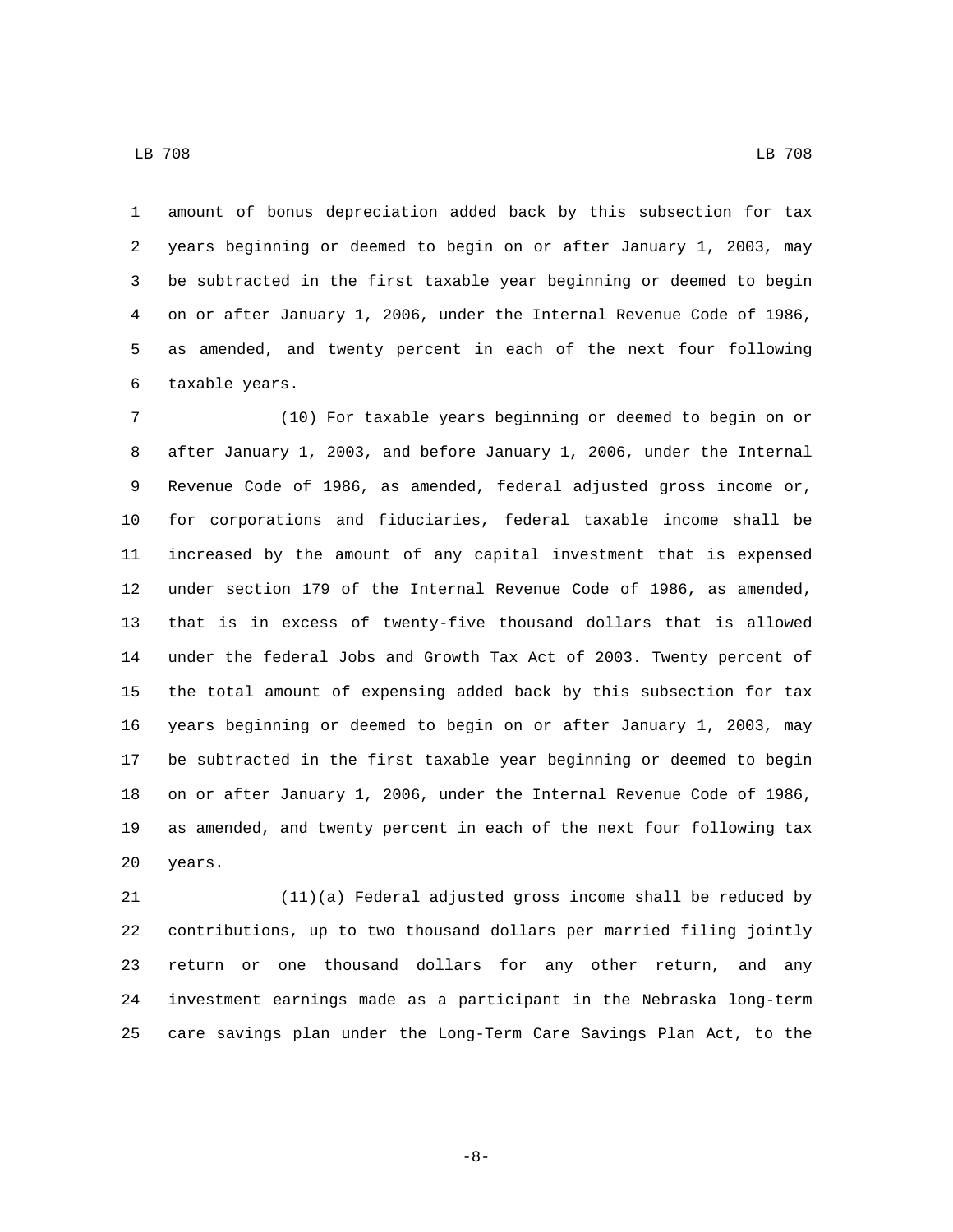amount of bonus depreciation added back by this subsection for tax years beginning or deemed to begin on or after January 1, 2003, may be subtracted in the first taxable year beginning or deemed to begin on or after January 1, 2006, under the Internal Revenue Code of 1986, as amended, and twenty percent in each of the next four following taxable years.

(10) For taxable years beginning or deemed to begin on or after January 1, 2003, and before January 1, 2006, under the Internal Revenue Code of 1986, as amended, federal adjusted gross income or, for corporations and fiduciaries, federal taxable income shall be increased by the amount of any capital investment that is expensed under section 179 of the Internal Revenue Code of 1986, as amended, that is in excess of twenty-five thousand dollars that is allowed under the federal Jobs and Growth Tax Act of 2003. Twenty percent of the total amount of expensing added back by this subsection for tax years beginning or deemed to begin on or after January 1, 2003, may be subtracted in the first taxable year beginning or deemed to begin on or after January 1, 2006, under the Internal Revenue Code of 1986, as amended, and twenty percent in each of the next four following tax years.

(11)(a) Federal adjusted gross income shall be reduced by contributions, up to two thousand dollars per married filing jointly return or one thousand dollars for any other return, and any investment earnings made as a participant in the Nebraska long-term care savings plan under the Long-Term Care Savings Plan Act, to the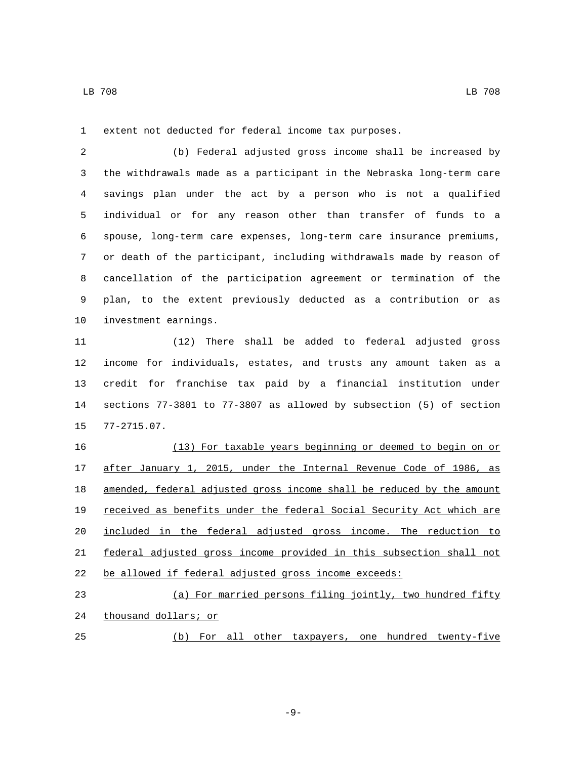extent not deducted for federal income tax purposes.

(b) Federal adjusted gross income shall be increased by the withdrawals made as a participant in the Nebraska long-term care savings plan under the act by a person who is not a qualified individual or for any reason other than transfer of funds to a spouse, long-term care expenses, long-term care insurance premiums, or death of the participant, including withdrawals made by reason of cancellation of the participation agreement or termination of the plan, to the extent previously deducted as a contribution or as investment earnings.

(12) There shall be added to federal adjusted gross income for individuals, estates, and trusts any amount taken as a credit for franchise tax paid by a financial institution under sections 77-3801 to 77-3807 as allowed by subsection (5) of section 77-2715.07.

<u>(13) For taxable years beginning or deemed to begin on or after January 1, 2015, under the Internal Revenue Code of 1986, as amended, federal adjusted gross income shall be reduced by the amount received as benefits under the federal Social Security Act which are included in the federal adjusted gross income. The reduction to federal adjusted gross income provided in this subsection shall not be allowed if federal adjusted gross income exceeds:</u>

<u>(a) For married persons filing jointly, two hundred fifty thousand dollars; or</u>

<u>(b) For all other taxpayers, one hundred twenty-five</u>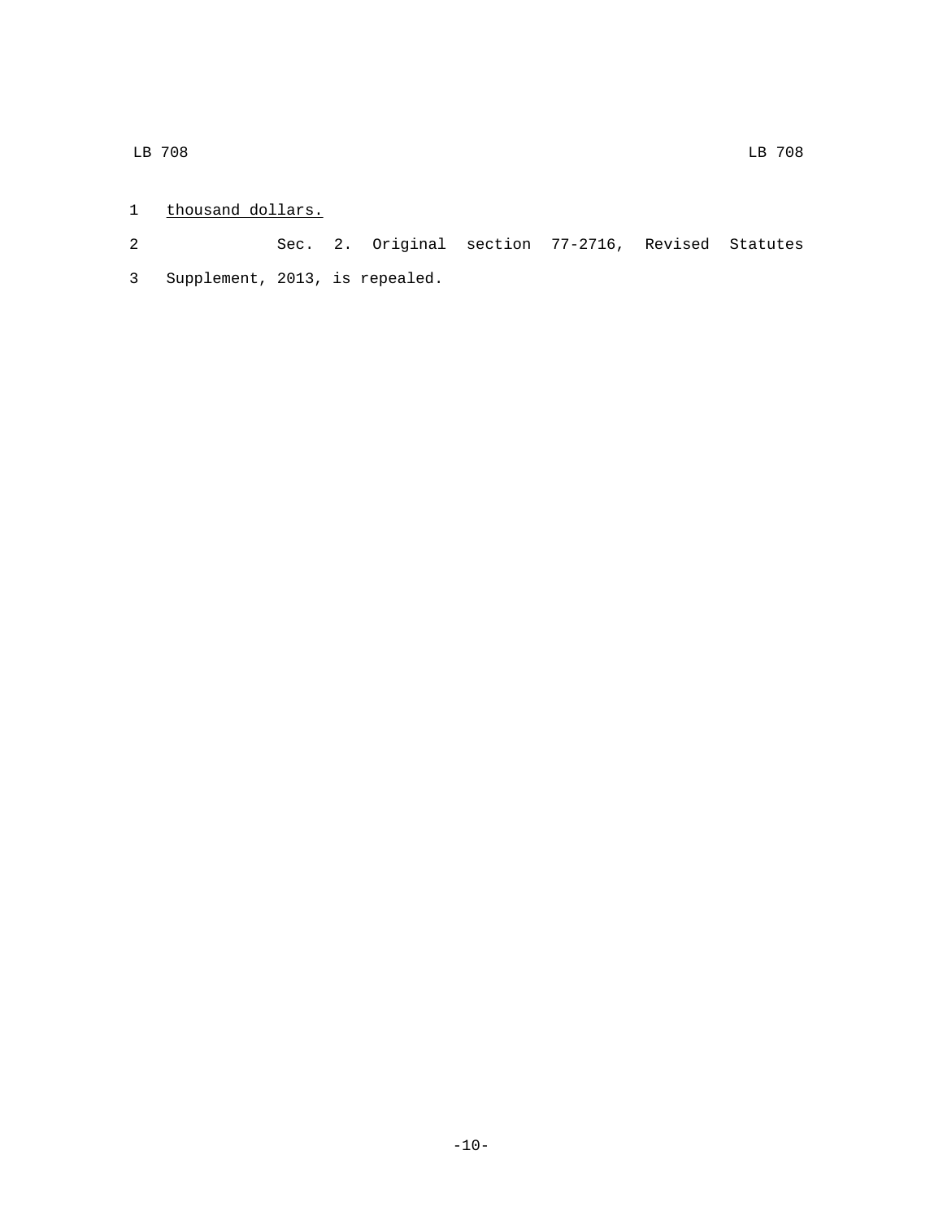1 thousand dollars.

2 Sec. 2. Original section 77-2716, Revised Statutes

3 Supplement, 2013, is repealed.